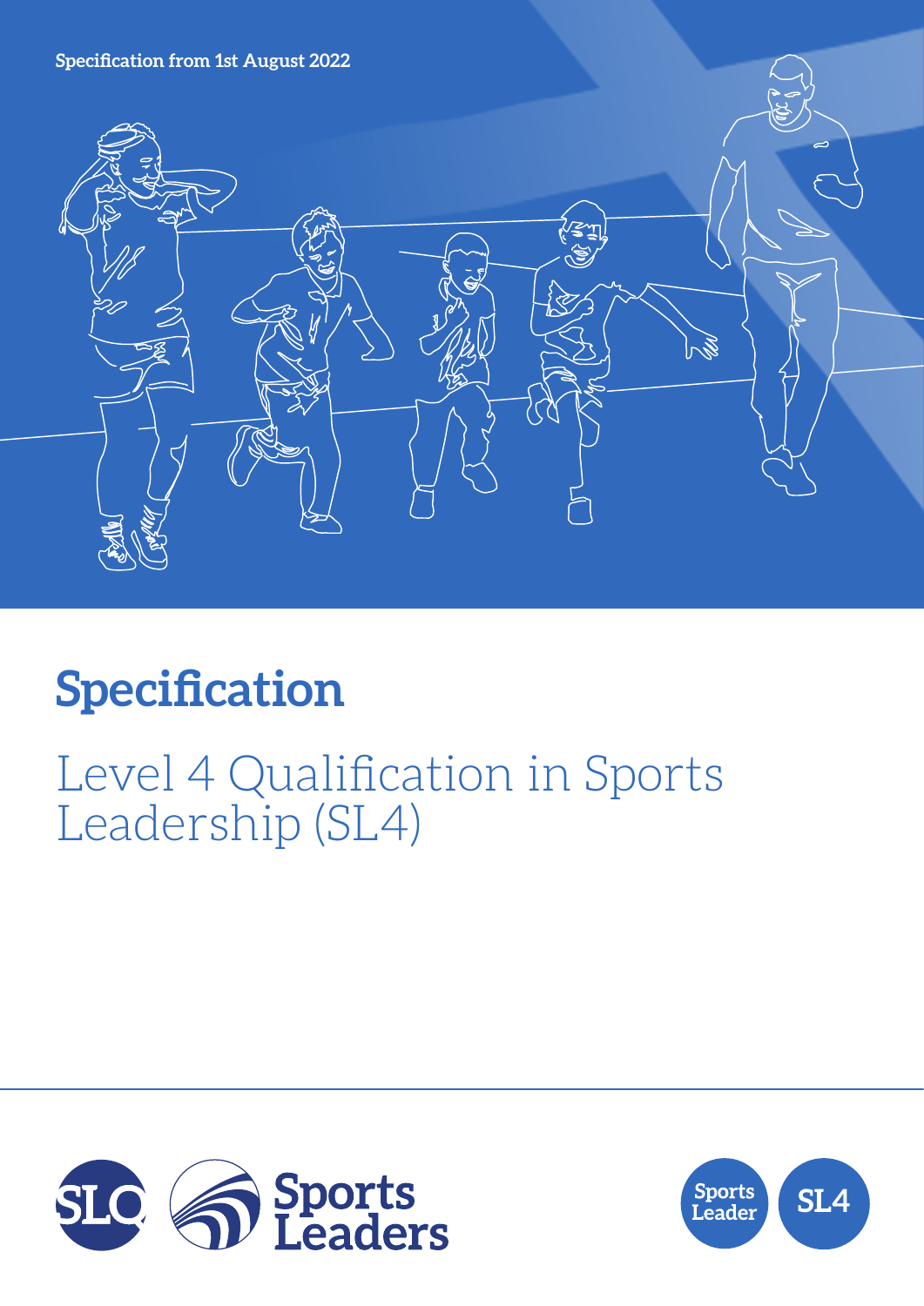Specification from 1st August 2022

# Specification

## Level 4 Qualification in Sports Leadership (SL4)

SLQ Sports Leaders

Sports Leader SL4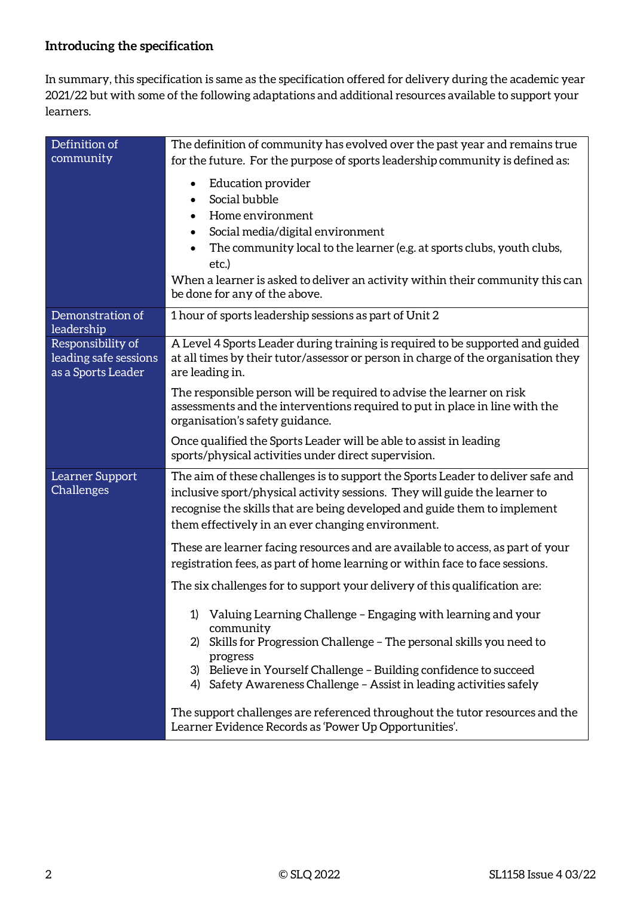**Introducing the specification**

In summary, this specification is same as the specification offered for delivery during the academic year 2021/22 but with some of the following adaptations and additional resources available to support your learners.

| | |
|---|---|
| Definition of community | The definition of community has evolved over the past year and remains true for the future. For the purpose of sports leadership community is defined as:<br>• Education provider<br>• Social bubble<br>• Home environment<br>• Social media/digital environment<br>• The community local to the learner (e.g. at sports clubs, youth clubs, etc.)<br>When a learner is asked to deliver an activity within their community this can be done for any of the above. |
| Demonstration of leadership | 1 hour of sports leadership sessions as part of Unit 2 |
| Responsibility of leading safe sessions as a Sports Leader | A Level 4 Sports Leader during training is required to be supported and guided at all times by their tutor/assessor or person in charge of the organisation they are leading in.<br>The responsible person will be required to advise the learner on risk assessments and the interventions required to put in place in line with the organisation's safety guidance.<br>Once qualified the Sports Leader will be able to assist in leading sports/physical activities under direct supervision. |
| Learner Support Challenges | The aim of these challenges is to support the Sports Leader to deliver safe and inclusive sport/physical activity sessions. They will guide the learner to recognise the skills that are being developed and guide them to implement them effectively in an ever changing environment.<br>These are learner facing resources and are available to access, as part of your registration fees, as part of home learning or within face to face sessions.<br>The six challenges for to support your delivery of this qualification are:<br>1) Valuing Learning Challenge – Engaging with learning and your community<br>2) Skills for Progression Challenge – The personal skills you need to progress<br>3) Believe in Yourself Challenge – Building confidence to succeed<br>4) Safety Awareness Challenge – Assist in leading activities safely<br>The support challenges are referenced throughout the tutor resources and the Learner Evidence Records as 'Power Up Opportunities'. |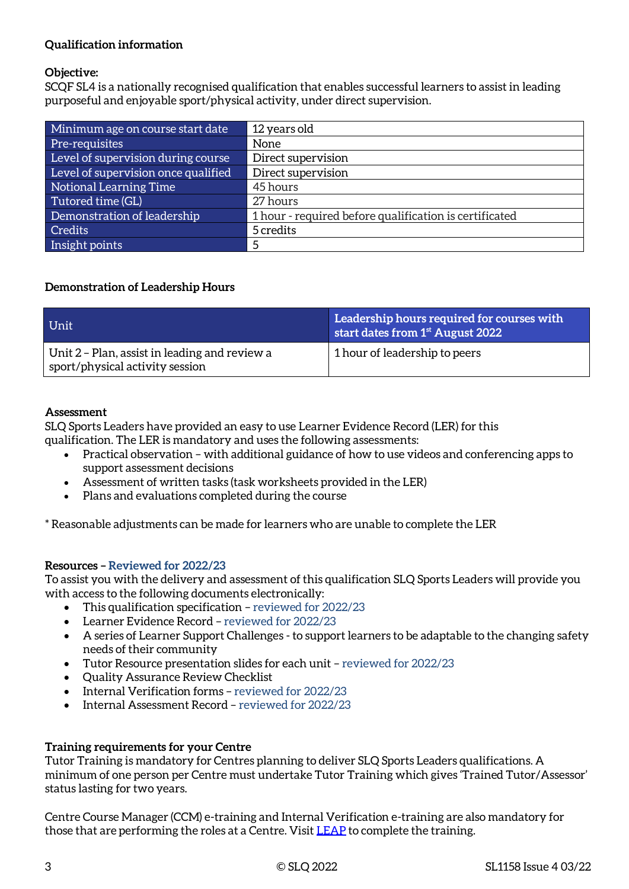## Qualification information

**Objective:**
SCQF SL4 is a nationally recognised qualification that enables successful learners to assist in leading purposeful and enjoyable sport/physical activity, under direct supervision.

| Minimum age on course start date | 12 years old |
|---|---|
| Pre-requisites | None |
| Level of supervision during course | Direct supervision |
| Level of supervision once qualified | Direct supervision |
| Notional Learning Time | 45 hours |
| Tutored time (GL) | 27 hours |
| Demonstration of leadership | 1 hour - required before qualification is certificated |
| Credits | 5 credits |
| Insight points | 5 |

**Demonstration of Leadership Hours**

| Unit | Leadership hours required for courses with start dates from 1st August 2022 |
|---|---|
| Unit 2 – Plan, assist in leading and review a sport/physical activity session | 1 hour of leadership to peers |

**Assessment**
SLQ Sports Leaders have provided an easy to use Learner Evidence Record (LER) for this qualification. The LER is mandatory and uses the following assessments:

- Practical observation – with additional guidance of how to use videos and conferencing apps to support assessment decisions
- Assessment of written tasks (task worksheets provided in the LER)
- Plans and evaluations completed during the course

* Reasonable adjustments can be made for learners who are unable to complete the LER

**Resources – Reviewed for 2022/23**
To assist you with the delivery and assessment of this qualification SLQ Sports Leaders will provide you with access to the following documents electronically:

- This qualification specification – reviewed for 2022/23
- Learner Evidence Record – reviewed for 2022/23
- A series of Learner Support Challenges - to support learners to be adaptable to the changing safety needs of their community
- Tutor Resource presentation slides for each unit – reviewed for 2022/23
- Quality Assurance Review Checklist
- Internal Verification forms – reviewed for 2022/23
- Internal Assessment Record – reviewed for 2022/23

**Training requirements for your Centre**
Tutor Training is mandatory for Centres planning to deliver SLQ Sports Leaders qualifications. A minimum of one person per Centre must undertake Tutor Training which gives 'Trained Tutor/Assessor' status lasting for two years.

Centre Course Manager (CCM) e-training and Internal Verification e-training are also mandatory for those that are performing the roles at a Centre. Visit LEAP to complete the training.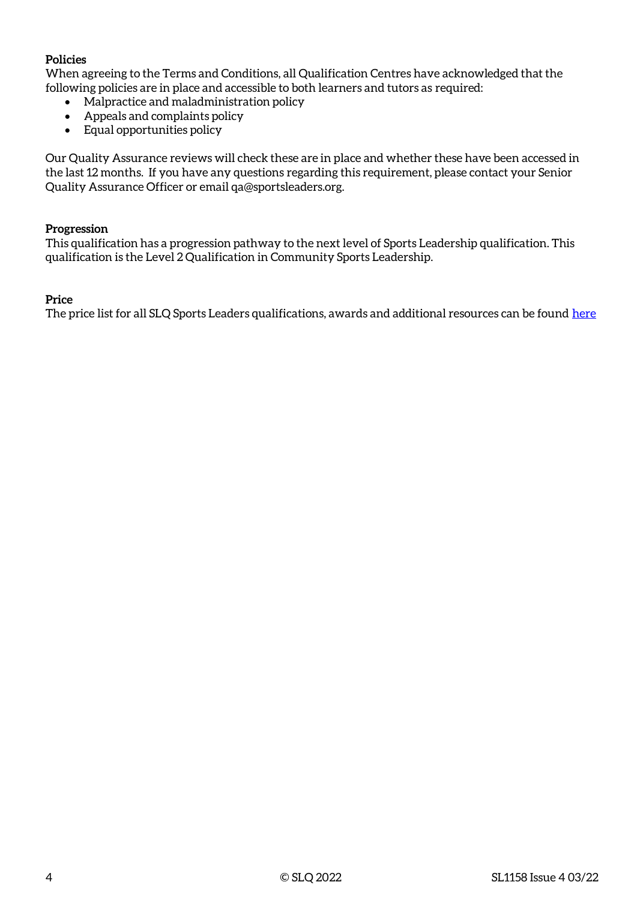**Policies**

When agreeing to the Terms and Conditions, all Qualification Centres have acknowledged that the following policies are in place and accessible to both learners and tutors as required:

- Malpractice and maladministration policy
- Appeals and complaints policy
- Equal opportunities policy

Our Quality Assurance reviews will check these are in place and whether these have been accessed in the last 12 months. If you have any questions regarding this requirement, please contact your Senior Quality Assurance Officer or email qa@sportsleaders.org.

**Progression**

This qualification has a progression pathway to the next level of Sports Leadership qualification. This qualification is the Level 2 Qualification in Community Sports Leadership.

**Price**

The price list for all SLQ Sports Leaders qualifications, awards and additional resources can be found here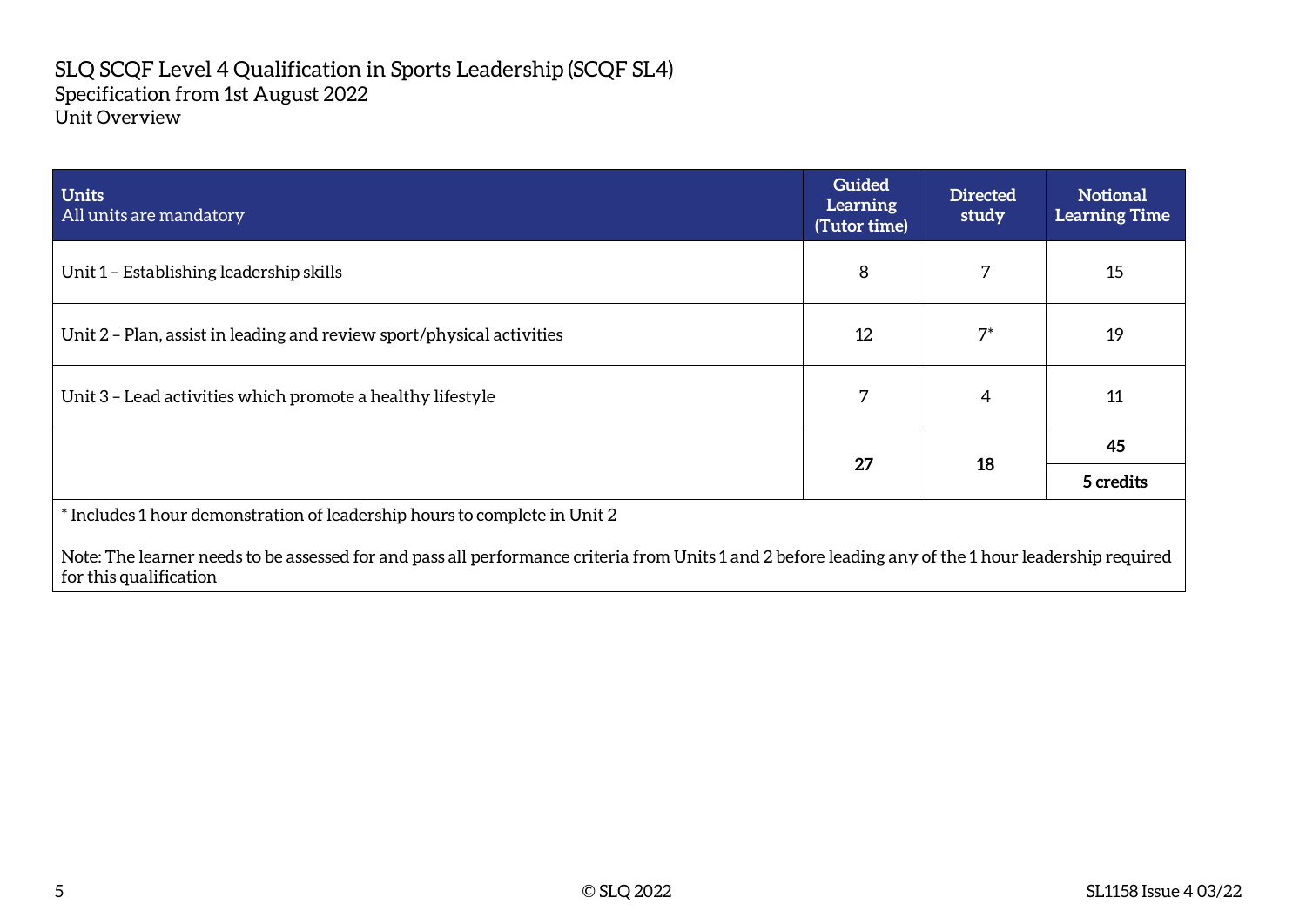SLQ SCQF Level 4 Qualification in Sports Leadership (SCQF SL4)
Specification from 1st August 2022
Unit Overview

| **Units**<br>All units are mandatory | **Guided Learning (Tutor time)** | **Directed study** | **Notional Learning Time** |
|---|---|---|---|
| Unit 1 – Establishing leadership skills | 8 | 7 | 15 |
| Unit 2 – Plan, assist in leading and review sport/physical activities | 12 | 7* | 19 |
| Unit 3 – Lead activities which promote a healthy lifestyle | 7 | 4 | 11 |
| | **27** | **18** | **45**<br>**5 credits** |

* Includes 1 hour demonstration of leadership hours to complete in Unit 2

Note: The learner needs to be assessed for and pass all performance criteria from Units 1 and 2 before leading any of the 1 hour leadership required for this qualification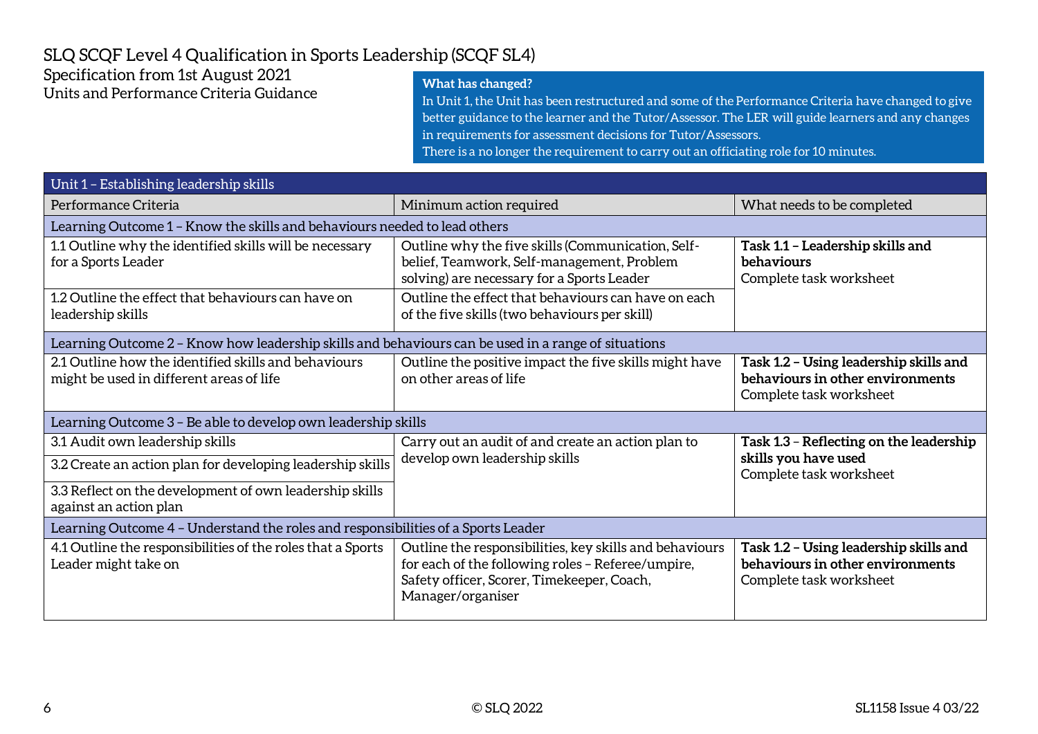# SLQ SCQF Level 4 Qualification in Sports Leadership (SCQF SL4)

Specification from 1st August 2021

Units and Performance Criteria Guidance

**What has changed?**

In Unit 1, the Unit has been restructured and some of the Performance Criteria have changed to give better guidance to the learner and the Tutor/Assessor. The LER will guide learners and any changes in requirements for assessment decisions for Tutor/Assessors.

There is a no longer the requirement to carry out an officiating role for 10 minutes.

| Unit 1 – Establishing leadership skills | | |
|---|---|---|
| **Performance Criteria** | **Minimum action required** | **What needs to be completed** |
| **Learning Outcome 1 – Know the skills and behaviours needed to lead others** | | |
| 1.1 Outline why the identified skills will be necessary for a Sports Leader | Outline why the five skills (Communication, Self-belief, Teamwork, Self-management, Problem solving) are necessary for a Sports Leader | **Task 1.1 – Leadership skills and behaviours** Complete task worksheet |
| 1.2 Outline the effect that behaviours can have on leadership skills | Outline the effect that behaviours can have on each of the five skills (two behaviours per skill) | |
| **Learning Outcome 2 – Know how leadership skills and behaviours can be used in a range of situations** | | |
| 2.1 Outline how the identified skills and behaviours might be used in different areas of life | Outline the positive impact the five skills might have on other areas of life | **Task 1.2 – Using leadership skills and behaviours in other environments** Complete task worksheet |
| **Learning Outcome 3 – Be able to develop own leadership skills** | | |
| 3.1 Audit own leadership skills | Carry out an audit of and create an action plan to develop own leadership skills | **Task 1.3 – Reflecting on the leadership skills you have used** Complete task worksheet |
| 3.2 Create an action plan for developing leadership skills | | |
| 3.3 Reflect on the development of own leadership skills against an action plan | | |
| **Learning Outcome 4 – Understand the roles and responsibilities of a Sports Leader** | | |
| 4.1 Outline the responsibilities of the roles that a Sports Leader might take on | Outline the responsibilities, key skills and behaviours for each of the following roles – Referee/umpire, Safety officer, Scorer, Timekeeper, Coach, Manager/organiser | **Task 1.2 – Using leadership skills and behaviours in other environments** Complete task worksheet |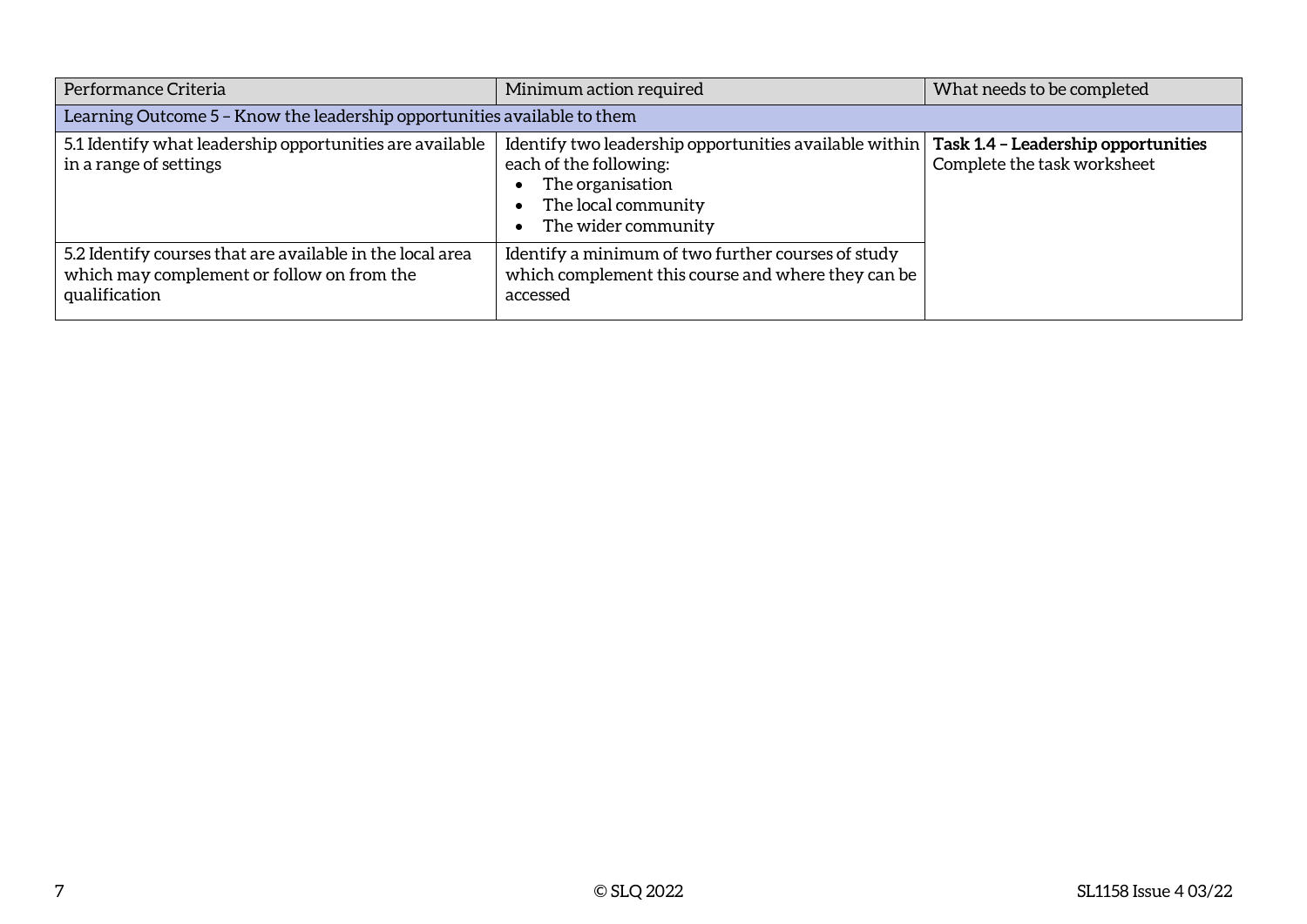| Performance Criteria | Minimum action required | What needs to be completed |
| --- | --- | --- |
| Learning Outcome 5 – Know the leadership opportunities available to them | | |
| 5.1 Identify what leadership opportunities are available in a range of settings | Identify two leadership opportunities available within each of the following: <br>• The organisation <br>• The local community <br>• The wider community | **Task 1.4 – Leadership opportunities** <br>Complete the task worksheet |
| 5.2 Identify courses that are available in the local area which may complement or follow on from the qualification | Identify a minimum of two further courses of study which complement this course and where they can be accessed | |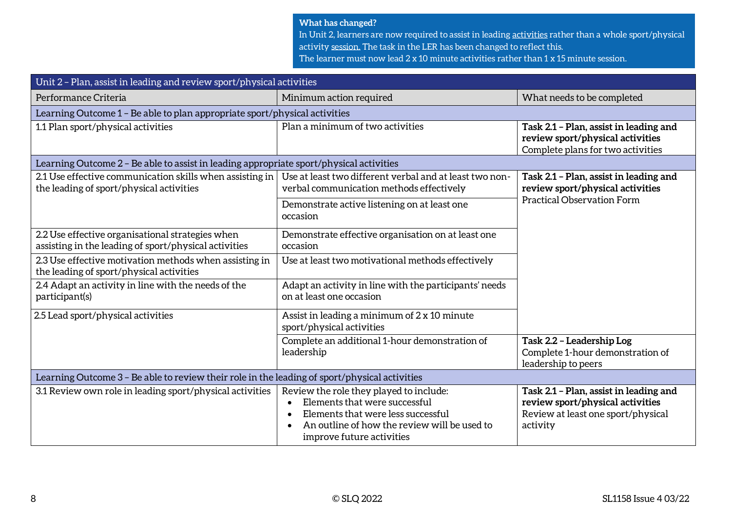**What has changed?**
In Unit 2, learners are now required to assist in leading activities rather than a whole sport/physical activity session. The task in the LER has been changed to reflect this.
The learner must now lead 2 x 10 minute activities rather than 1 x 15 minute session.

| Unit 2 – Plan, assist in leading and review sport/physical activities | | |
|---|---|---|
| Performance Criteria | Minimum action required | What needs to be completed |
| **Learning Outcome 1 – Be able to plan appropriate sport/physical activities** | | |
| 1.1 Plan sport/physical activities | Plan a minimum of two activities | **Task 2.1 – Plan, assist in leading and review sport/physical activities** Complete plans for two activities |
| **Learning Outcome 2 – Be able to assist in leading appropriate sport/physical activities** | | |
| 2.1 Use effective communication skills when assisting in the leading of sport/physical activities | Use at least two different verbal and at least two non-verbal communication methods effectively | **Task 2.1 – Plan, assist in leading and review sport/physical activities** Practical Observation Form |
| | Demonstrate active listening on at least one occasion | |
| 2.2 Use effective organisational strategies when assisting in the leading of sport/physical activities | Demonstrate effective organisation on at least one occasion | |
| 2.3 Use effective motivation methods when assisting in the leading of sport/physical activities | Use at least two motivational methods effectively | |
| 2.4 Adapt an activity in line with the needs of the participant(s) | Adapt an activity in line with the participants' needs on at least one occasion | |
| 2.5 Lead sport/physical activities | Assist in leading a minimum of 2 x 10 minute sport/physical activities | |
| | Complete an additional 1-hour demonstration of leadership | **Task 2.2 – Leadership Log** Complete 1-hour demonstration of leadership to peers |
| **Learning Outcome 3 – Be able to review their role in the leading of sport/physical activities** | | |
| 3.1 Review own role in leading sport/physical activities | Review the role they played to include: <br>• Elements that were successful <br>• Elements that were less successful <br>• An outline of how the review will be used to improve future activities | **Task 2.1 – Plan, assist in leading and review sport/physical activities** Review at least one sport/physical activity |

© SLQ 2022 SL1158 Issue 4 03/22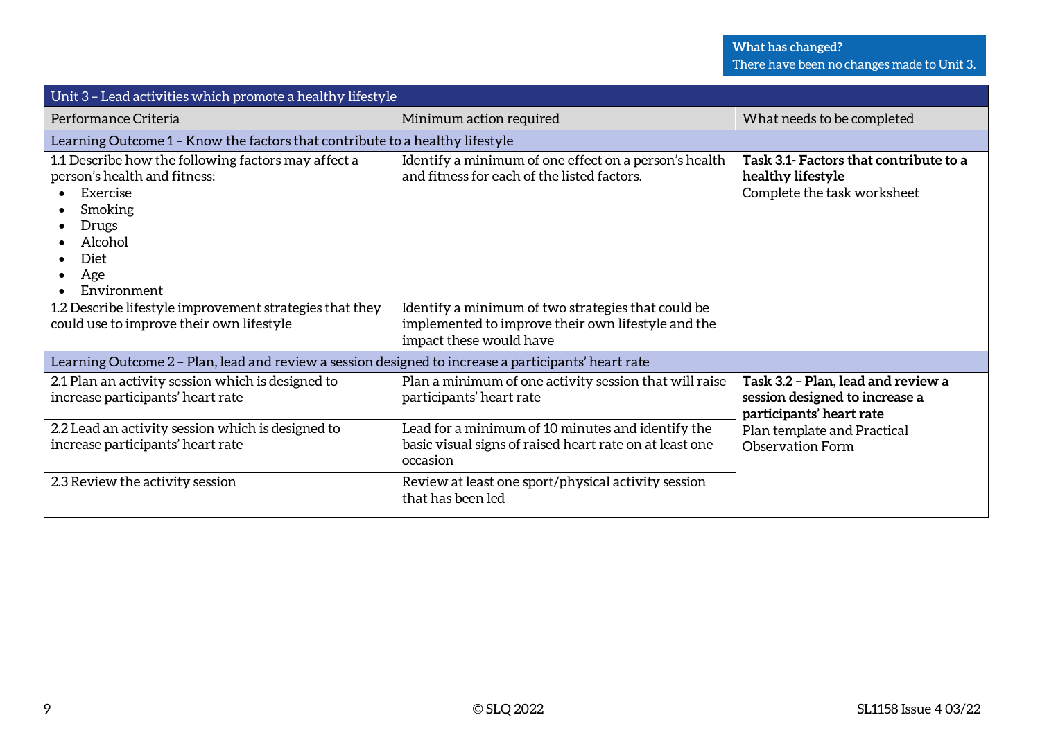**What has changed?**
There have been no changes made to Unit 3.

| Unit 3 – Lead activities which promote a healthy lifestyle | | |
|---|---|---|
| Performance Criteria | Minimum action required | What needs to be completed |
| Learning Outcome 1 – Know the factors that contribute to a healthy lifestyle | | |
| 1.1 Describe how the following factors may affect a person's health and fitness: <br>• Exercise <br>• Smoking <br>• Drugs <br>• Alcohol <br>• Diet <br>• Age <br>• Environment | Identify a minimum of one effect on a person's health and fitness for each of the listed factors. | **Task 3.1- Factors that contribute to a healthy lifestyle** <br>Complete the task worksheet |
| 1.2 Describe lifestyle improvement strategies that they could use to improve their own lifestyle | Identify a minimum of two strategies that could be implemented to improve their own lifestyle and the impact these would have | |
| Learning Outcome 2 – Plan, lead and review a session designed to increase a participants' heart rate | | |
| 2.1 Plan an activity session which is designed to increase participants' heart rate | Plan a minimum of one activity session that will raise participants' heart rate | **Task 3.2 – Plan, lead and review a session designed to increase a participants' heart rate** <br>Plan template and Practical Observation Form |
| 2.2 Lead an activity session which is designed to increase participants' heart rate | Lead for a minimum of 10 minutes and identify the basic visual signs of raised heart rate on at least one occasion | |
| 2.3 Review the activity session | Review at least one sport/physical activity session that has been led | |